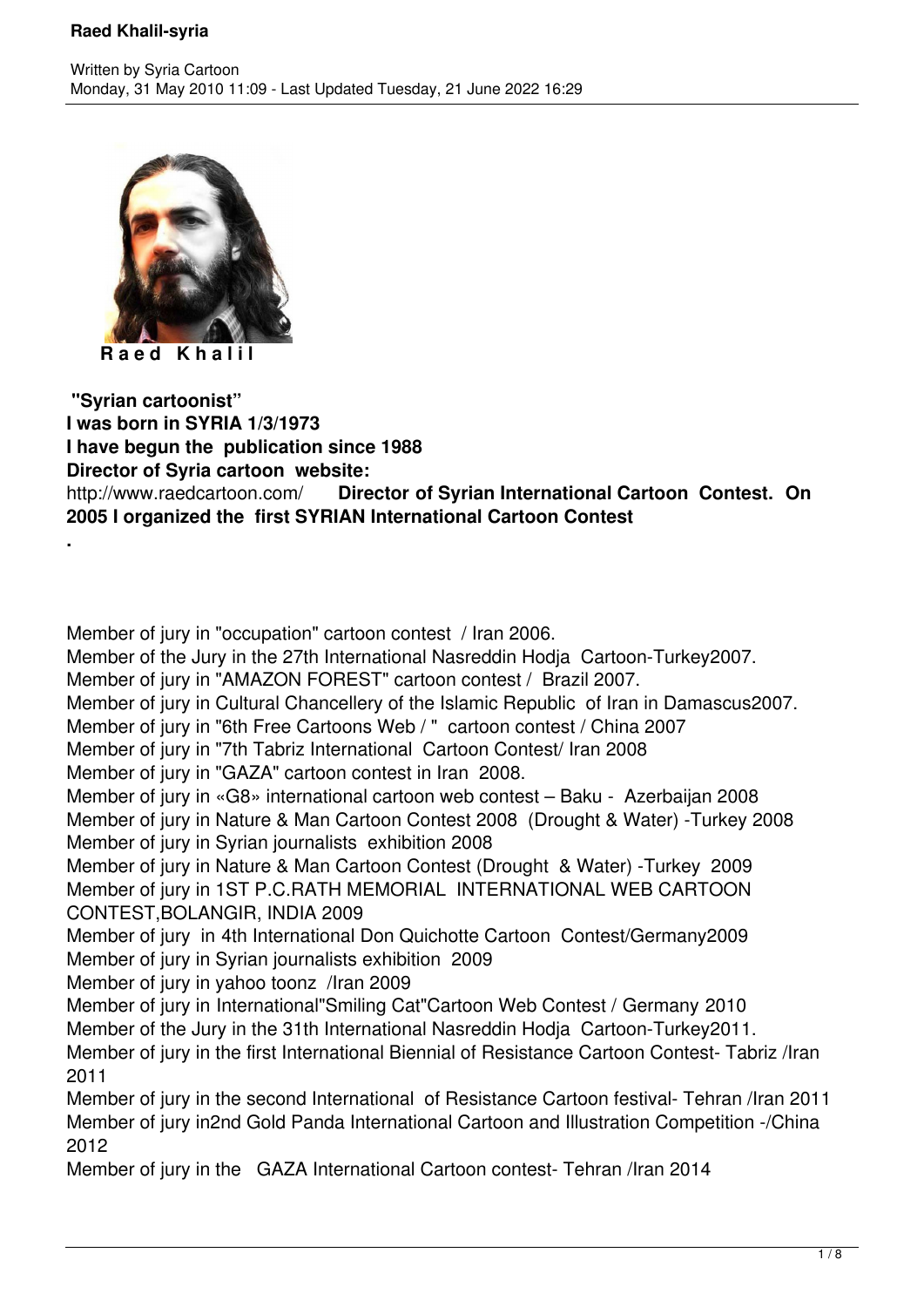# Raed Khalil-syria

Written by Syria Cartoon
Monday, 31 May 2010 11:09 - Last Updated Tuesday, 21 June 2022 16:29

**Raed Khalil**

**"Syrian cartoonist"**
**I was born in SYRIA 1/3/1973**
**I have begun the publication since 1988**
**Director of Syria cartoon website:**
http://www.raedcartoon.com/ **Director of Syrian International Cartoon Contest. On 2005 I organized the first SYRIAN International Cartoon Contest**
**.**

Member of jury in "occupation" cartoon contest / Iran 2006.
Member of the Jury in the 27th International Nasreddin Hodja Cartoon-Turkey2007.
Member of jury in "AMAZON FOREST" cartoon contest / Brazil 2007.
Member of jury in Cultural Chancellery of the Islamic Republic of Iran in Damascus2007.
Member of jury in "6th Free Cartoons Web / " cartoon contest / China 2007
Member of jury in "7th Tabriz International Cartoon Contest/ Iran 2008
Member of jury in "GAZA" cartoon contest in Iran 2008.
Member of jury in «G8» international cartoon web contest – Baku - Azerbaijan 2008
Member of jury in Nature & Man Cartoon Contest 2008 (Drought & Water) -Turkey 2008
Member of jury in Syrian journalists exhibition 2008
Member of jury in Nature & Man Cartoon Contest (Drought & Water) -Turkey 2009
Member of jury in 1ST P.C.RATH MEMORIAL INTERNATIONAL WEB CARTOON CONTEST,BOLANGIR, INDIA 2009
Member of jury in 4th International Don Quichotte Cartoon Contest/Germany2009
Member of jury in Syrian journalists exhibition 2009
Member of jury in yahoo toonz /Iran 2009
Member of jury in International"Smiling Cat"Cartoon Web Contest / Germany 2010
Member of the Jury in the 31th International Nasreddin Hodja Cartoon-Turkey2011.
Member of jury in the first International Biennial of Resistance Cartoon Contest- Tabriz /Iran 2011
Member of jury in the second International of Resistance Cartoon festival- Tehran /Iran 2011
Member of jury in2nd Gold Panda International Cartoon and Illustration Competition -/China 2012
Member of jury in the GAZA International Cartoon contest- Tehran /Iran 2014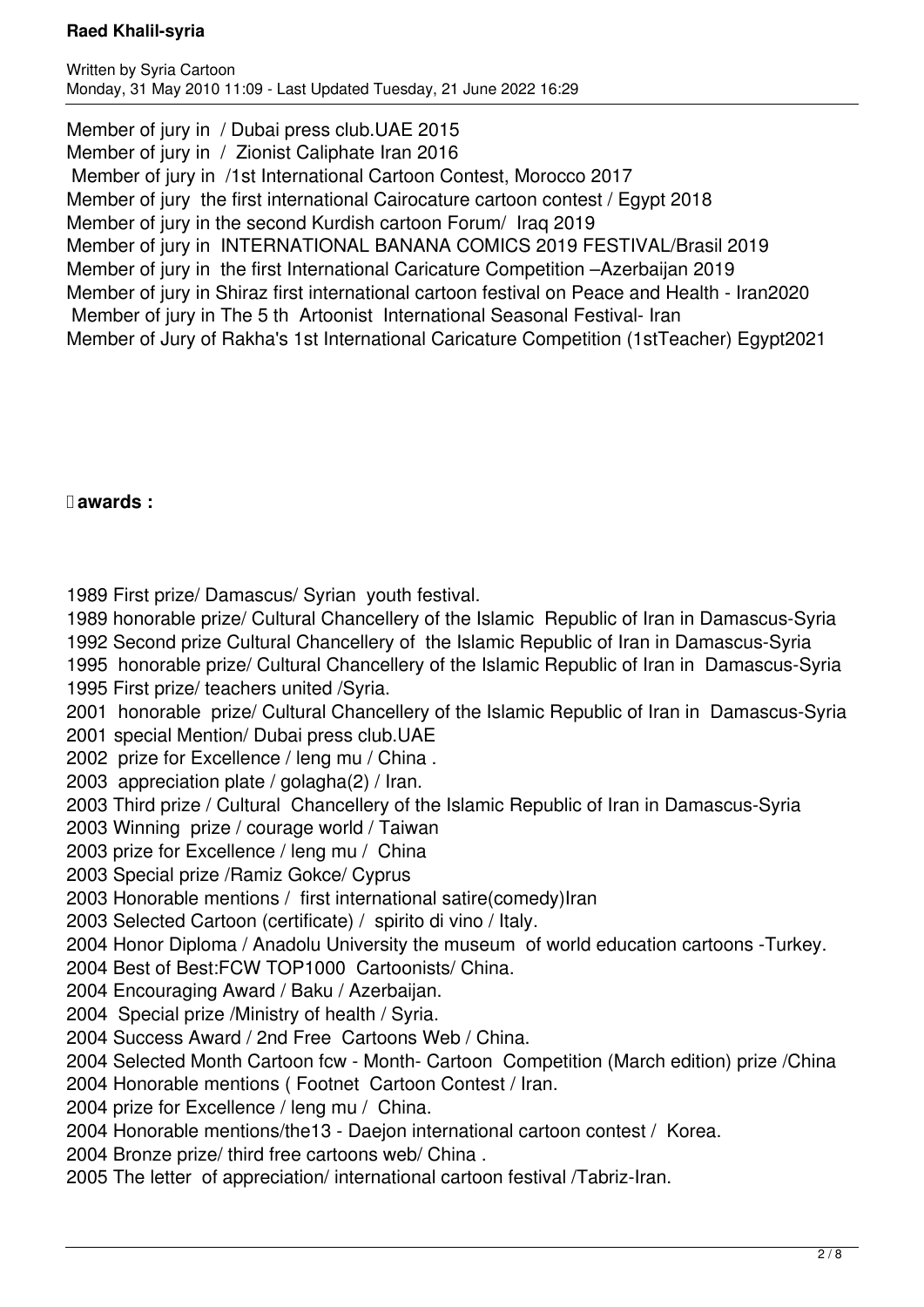Member of jury in / Dubai press club.UAE 2015
Member of jury in / Zionist Caliphate Iran 2016
Member of jury in /1st International Cartoon Contest, Morocco 2017
Member of jury the first international Cairocature cartoon contest / Egypt 2018
Member of jury in the second Kurdish cartoon Forum/ Iraq 2019
Member of jury in INTERNATIONAL BANANA COMICS 2019 FESTIVAL/Brasil 2019
Member of jury in the first International Caricature Competition –Azerbaijan 2019
Member of jury in Shiraz first international cartoon festival on Peace and Health - Iran2020
Member of jury in The 5 th Artoonist International Seasonal Festival- Iran
Member of Jury of Rakha's 1st International Caricature Competition (1stTeacher) Egypt2021

**awards :**

1989 First prize/ Damascus/ Syrian youth festival.
1989 honorable prize/ Cultural Chancellery of the Islamic Republic of Iran in Damascus-Syria
1992 Second prize Cultural Chancellery of the Islamic Republic of Iran in Damascus-Syria
1995 honorable prize/ Cultural Chancellery of the Islamic Republic of Iran in Damascus-Syria
1995 First prize/ teachers united /Syria.
2001 honorable prize/ Cultural Chancellery of the Islamic Republic of Iran in Damascus-Syria
2001 special Mention/ Dubai press club.UAE
2002 prize for Excellence / leng mu / China .
2003 appreciation plate / golagha(2) / Iran.
2003 Third prize / Cultural Chancellery of the Islamic Republic of Iran in Damascus-Syria
2003 Winning prize / courage world / Taiwan
2003 prize for Excellence / leng mu / China
2003 Special prize /Ramiz Gokce/ Cyprus
2003 Honorable mentions / first international satire(comedy)Iran
2003 Selected Cartoon (certificate) / spirito di vino / Italy.
2004 Honor Diploma / Anadolu University the museum of world education cartoons -Turkey.
2004 Best of Best:FCW TOP1000 Cartoonists/ China.
2004 Encouraging Award / Baku / Azerbaijan.
2004 Special prize /Ministry of health / Syria.
2004 Success Award / 2nd Free Cartoons Web / China.
2004 Selected Month Cartoon fcw - Month- Cartoon Competition (March edition) prize /China
2004 Honorable mentions ( Footnet Cartoon Contest / Iran.
2004 prize for Excellence / leng mu / China.
2004 Honorable mentions/the13 - Daejon international cartoon contest / Korea.
2004 Bronze prize/ third free cartoons web/ China .
2005 The letter of appreciation/ international cartoon festival /Tabriz-Iran.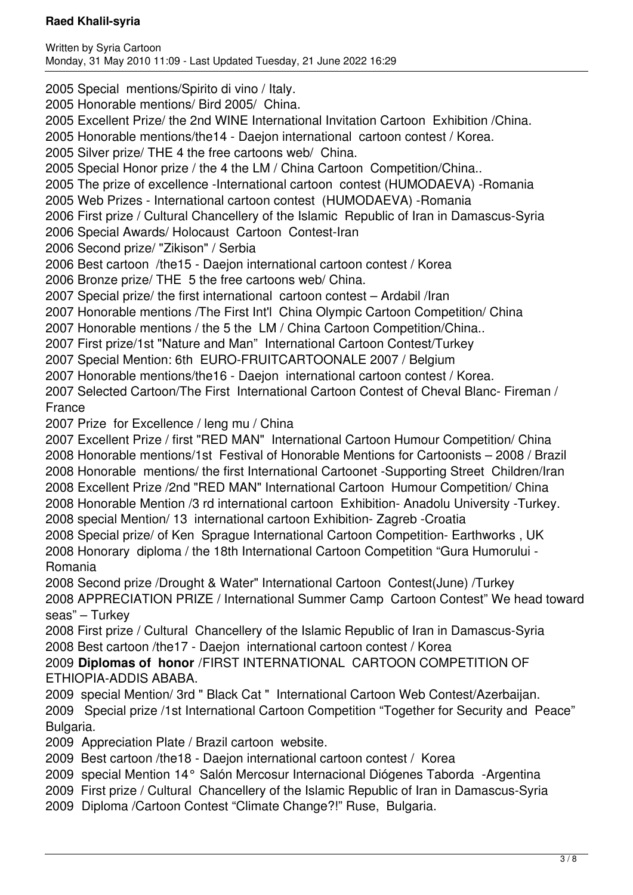2005 Special  mentions/Spirito di vino / Italy.
2005 Honorable mentions/ Bird 2005/  China.
2005 Excellent Prize/ the 2nd WINE International Invitation Cartoon  Exhibition /China.
2005 Honorable mentions/the14 - Daejon international  cartoon contest / Korea.
2005 Silver prize/ THE 4 the free cartoons web/  China.
2005 Special Honor prize / the 4 the LM / China Cartoon  Competition/China..
2005 The prize of excellence -International cartoon  contest (HUMODAEVA) -Romania
2005 Web Prizes - International cartoon contest  (HUMODAEVA) -Romania
2006 First prize / Cultural Chancellery of the Islamic  Republic of Iran in Damascus-Syria
2006 Special Awards/ Holocaust  Cartoon  Contest-Iran
2006 Second prize/ "Zikison" / Serbia
2006 Best cartoon  /the15 - Daejon international cartoon contest / Korea
2006 Bronze prize/ THE  5 the free cartoons web/ China.
2007 Special prize/ the first international  cartoon contest – Ardabil /Iran
2007 Honorable mentions /The First Int'l  China Olympic Cartoon Competition/ China
2007 Honorable mentions / the 5 the  LM / China Cartoon Competition/China..
2007 First prize/1st "Nature and Man" International Cartoon Contest/Turkey
2007 Special Mention: 6th  EURO-FRUITCARTOONALE 2007 / Belgium
2007 Honorable mentions/the16 - Daejon  international cartoon contest / Korea.
2007 Selected Cartoon/The First  International Cartoon Contest of Cheval Blanc- Fireman / France
2007 Prize  for Excellence / leng mu / China
2007 Excellent Prize / first "RED MAN"  International Cartoon Humour Competition/ China
2008 Honorable mentions/1st  Festival of Honorable Mentions for Cartoonists – 2008 / Brazil
2008 Honorable  mentions/ the first International Cartoonet -Supporting Street  Children/Iran
2008 Excellent Prize /2nd "RED MAN" International Cartoon  Humour Competition/ China
2008 Honorable Mention /3 rd international cartoon  Exhibition- Anadolu University -Turkey.
2008 special Mention/ 13  international cartoon Exhibition- Zagreb -Croatia
2008 Special prize/ of Ken  Sprague International Cartoon Competition- Earthworks , UK
2008 Honorary  diploma / the 18th International Cartoon Competition “Gura Humorului - Romania
2008 Second prize /Drought & Water" International Cartoon  Contest(June) /Turkey
2008 APPRECIATION PRIZE / International Summer Camp  Cartoon Contest” We head toward seas” – Turkey
2008 First prize / Cultural  Chancellery of the Islamic Republic of Iran in Damascus-Syria
2008 Best cartoon /the17 - Daejon  international cartoon contest / Korea
2009 **Diplomas of  honor** /FIRST INTERNATIONAL  CARTOON COMPETITION OF ETHIOPIA-ADDIS ABABA.
2009  special Mention/ 3rd " Black Cat "  International Cartoon Web Contest/Azerbaijan.
2009   Special prize /1st International Cartoon Competition “Together for Security and  Peace” Bulgaria.
2009  Appreciation Plate / Brazil cartoon  website.
2009  Best cartoon /the18 - Daejon international cartoon contest /  Korea
2009  special Mention 14° Salón Mercosur Internacional Diógenes Taborda  -Argentina
2009  First prize / Cultural  Chancellery of the Islamic Republic of Iran in Damascus-Syria
2009  Diploma /Cartoon Contest “Climate Change?!” Ruse,  Bulgaria.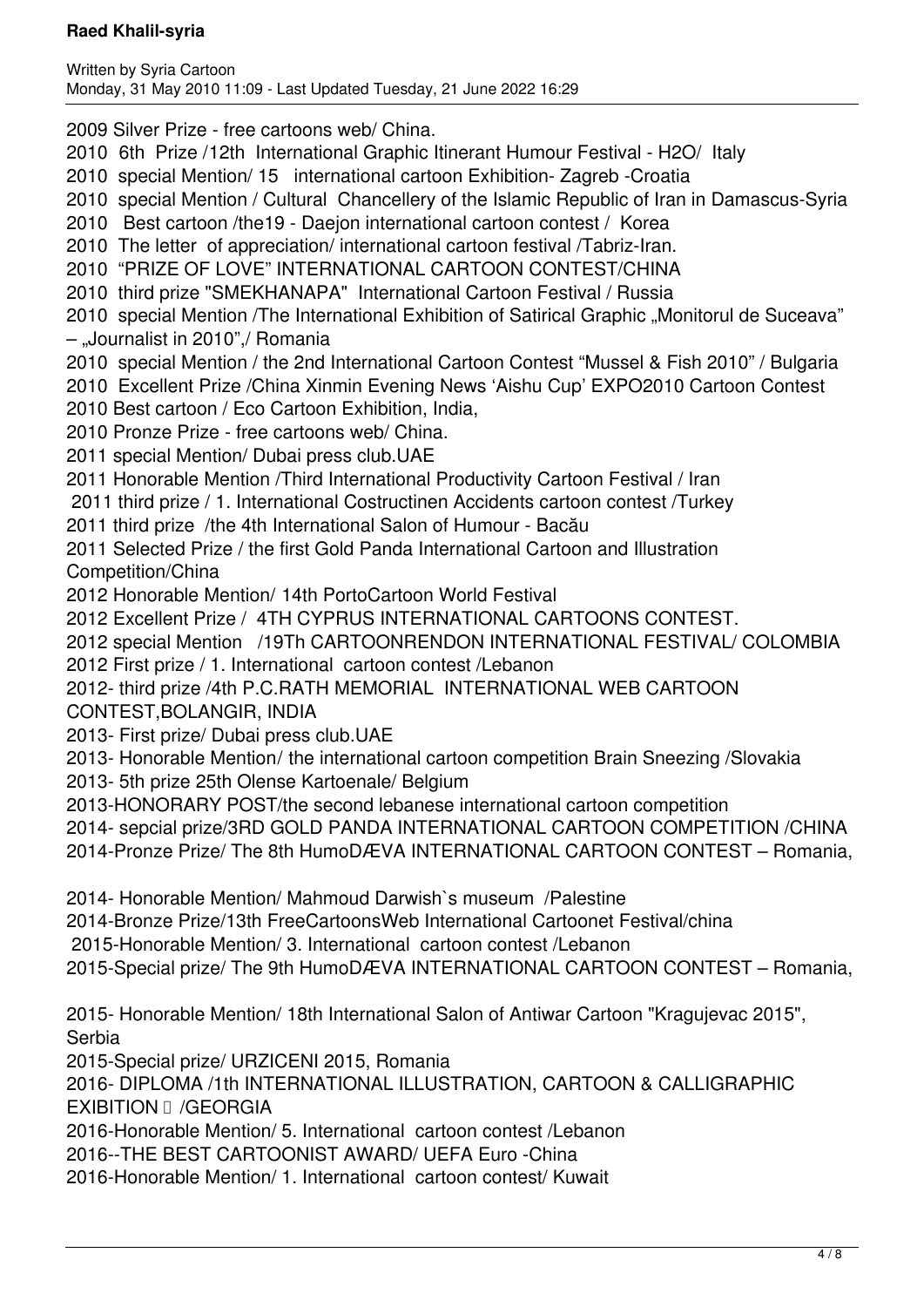2009 Silver Prize - free cartoons web/ China.
2010 6th Prize /12th International Graphic Itinerant Humour Festival - H2O/ Italy
2010 special Mention/ 15 international cartoon Exhibition- Zagreb -Croatia
2010 special Mention / Cultural Chancellery of the Islamic Republic of Iran in Damascus-Syria
2010 Best cartoon /the19 - Daejon international cartoon contest / Korea
2010 The letter of appreciation/ international cartoon festival /Tabriz-Iran.
2010 "PRIZE OF LOVE" INTERNATIONAL CARTOON CONTEST/CHINA
2010 third prize "SMEKHANAPA" International Cartoon Festival / Russia
2010 special Mention /The International Exhibition of Satirical Graphic „Monitorul de Suceava" – „Journalist in 2010",/ Romania
2010 special Mention / the 2nd International Cartoon Contest "Mussel & Fish 2010" / Bulgaria
2010 Excellent Prize /China Xinmin Evening News 'Aishu Cup' EXPO2010 Cartoon Contest
2010 Best cartoon / Eco Cartoon Exhibition, India,
2010 Pronze Prize - free cartoons web/ China.
2011 special Mention/ Dubai press club.UAE
2011 Honorable Mention /Third International Productivity Cartoon Festival / Iran
2011 third prize / 1. International Costructinen Accidents cartoon contest /Turkey
2011 third prize /the 4th International Salon of Humour - Bacău
2011 Selected Prize / the first Gold Panda International Cartoon and Illustration Competition/China
2012 Honorable Mention/ 14th PortoCartoon World Festival
2012 Excellent Prize / 4TH CYPRUS INTERNATIONAL CARTOONS CONTEST.
2012 special Mention /19Th CARTOONRENDON INTERNATIONAL FESTIVAL/ COLOMBIA
2012 First prize / 1. International cartoon contest /Lebanon
2012- third prize /4th P.C.RATH MEMORIAL INTERNATIONAL WEB CARTOON CONTEST,BOLANGIR, INDIA
2013- First prize/ Dubai press club.UAE
2013- Honorable Mention/ the international cartoon competition Brain Sneezing /Slovakia
2013- 5th prize 25th Olense Kartoenale/ Belgium
2013-HONORARY POST/the second lebanese international cartoon competition
2014- sepcial prize/3RD GOLD PANDA INTERNATIONAL CARTOON COMPETITION /CHINA
2014-Pronze Prize/ The 8th HumoDÆVA INTERNATIONAL CARTOON CONTEST – Romania,

2014- Honorable Mention/ Mahmoud Darwish`s museum /Palestine
2014-Bronze Prize/13th FreeCartoonsWeb International Cartoonet Festival/china
2015-Honorable Mention/ 3. International cartoon contest /Lebanon
2015-Special prize/ The 9th HumoDÆVA INTERNATIONAL CARTOON CONTEST – Romania,

2015- Honorable Mention/ 18th International Salon of Antiwar Cartoon "Kragujevac 2015", Serbia
2015-Special prize/ URZICENI 2015, Romania
2016- DIPLOMA /1th INTERNATIONAL ILLUSTRATION, CARTOON & CALLIGRAPHIC EXIBITION  /GEORGIA
2016-Honorable Mention/ 5. International cartoon contest /Lebanon
2016--THE BEST CARTOONIST AWARD/ UEFA Euro -China
2016-Honorable Mention/ 1. International cartoon contest/ Kuwait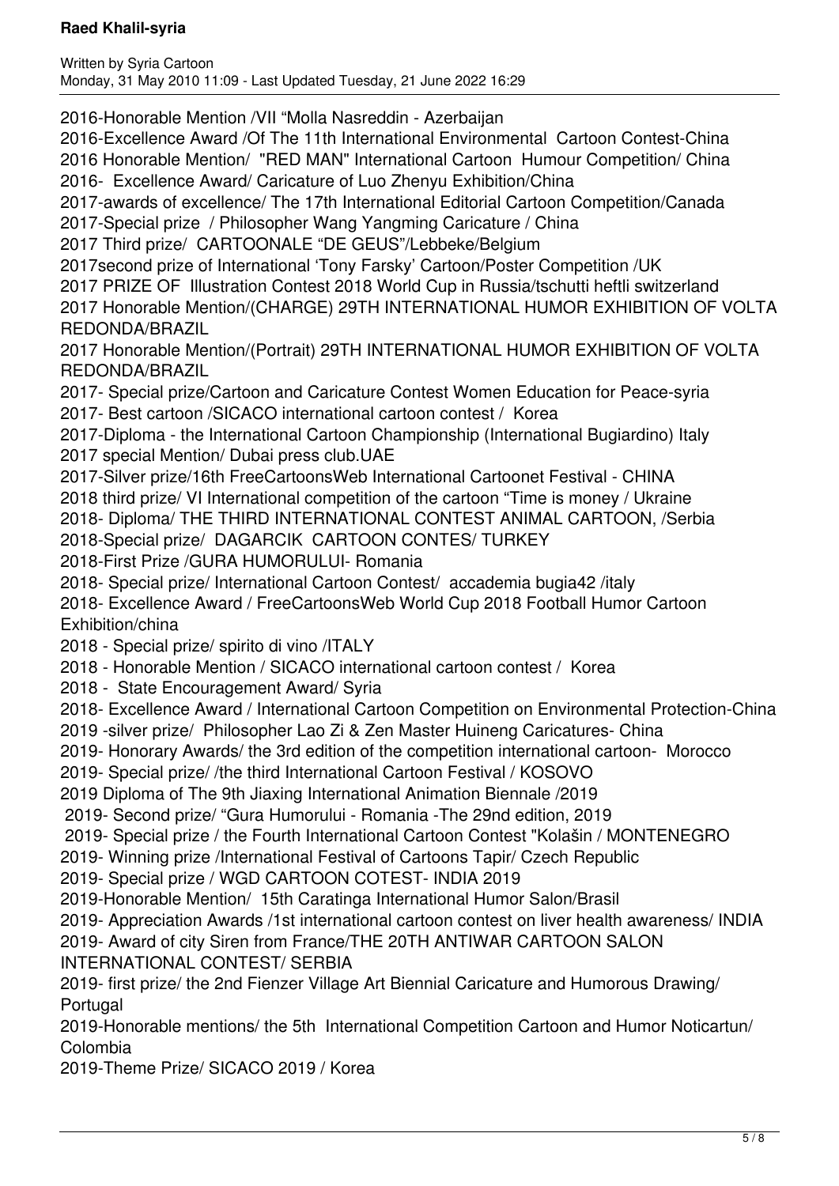2016-Honorable Mention /VII "Molla Nasreddin - Azerbaijan
2016-Excellence Award /Of The 11th International Environmental Cartoon Contest-China
2016 Honorable Mention/ "RED MAN" International Cartoon Humour Competition/ China
2016- Excellence Award/ Caricature of Luo Zhenyu Exhibition/China
2017-awards of excellence/ The 17th International Editorial Cartoon Competition/Canada
2017-Special prize / Philosopher Wang Yangming Caricature / China
2017 Third prize/ CARTOONALE "DE GEUS"/Lebbeke/Belgium
2017second prize of International 'Tony Farsky' Cartoon/Poster Competition /UK
2017 PRIZE OF Illustration Contest 2018 World Cup in Russia/tschutti heftli switzerland
2017 Honorable Mention/(CHARGE) 29TH INTERNATIONAL HUMOR EXHIBITION OF VOLTA REDONDA/BRAZIL
2017 Honorable Mention/(Portrait) 29TH INTERNATIONAL HUMOR EXHIBITION OF VOLTA REDONDA/BRAZIL
2017- Special prize/Cartoon and Caricature Contest Women Education for Peace-syria
2017- Best cartoon /SICACO international cartoon contest / Korea
2017-Diploma - the International Cartoon Championship (International Bugiardino) Italy
2017 special Mention/ Dubai press club.UAE
2017-Silver prize/16th FreeCartoonsWeb International Cartoonet Festival - CHINA
2018 third prize/ VI International competition of the cartoon "Time is money / Ukraine
2018- Diploma/ THE THIRD INTERNATIONAL CONTEST ANIMAL CARTOON, /Serbia
2018-Special prize/ DAGARCIK CARTOON CONTES/ TURKEY
2018-First Prize /GURA HUMORULUI- Romania
2018- Special prize/ International Cartoon Contest/ accademia bugia42 /italy
2018- Excellence Award / FreeCartoonsWeb World Cup 2018 Football Humor Cartoon Exhibition/china
2018 - Special prize/ spirito di vino /ITALY
2018 - Honorable Mention / SICACO international cartoon contest / Korea
2018 - State Encouragement Award/ Syria
2018- Excellence Award / International Cartoon Competition on Environmental Protection-China
2019 -silver prize/ Philosopher Lao Zi & Zen Master Huineng Caricatures- China
2019- Honorary Awards/ the 3rd edition of the competition international cartoon- Morocco
2019- Special prize/ /the third International Cartoon Festival / KOSOVO
2019 Diploma of The 9th Jiaxing International Animation Biennale /2019
2019- Second prize/ "Gura Humorului - Romania -The 29nd edition, 2019
2019- Special prize / the Fourth International Cartoon Contest "Kolašin / MONTENEGRO
2019- Winning prize /International Festival of Cartoons Tapir/ Czech Republic
2019- Special prize / WGD CARTOON COTEST- INDIA 2019
2019-Honorable Mention/ 15th Caratinga International Humor Salon/Brasil
2019- Appreciation Awards /1st international cartoon contest on liver health awareness/ INDIA
2019- Award of city Siren from France/THE 20TH ANTIWAR CARTOON SALON INTERNATIONAL CONTEST/ SERBIA
2019- first prize/ the 2nd Fienzer Village Art Biennial Caricature and Humorous Drawing/ Portugal
2019-Honorable mentions/ the 5th International Competition Cartoon and Humor Noticartun/ Colombia
2019-Theme Prize/ SICACO 2019 / Korea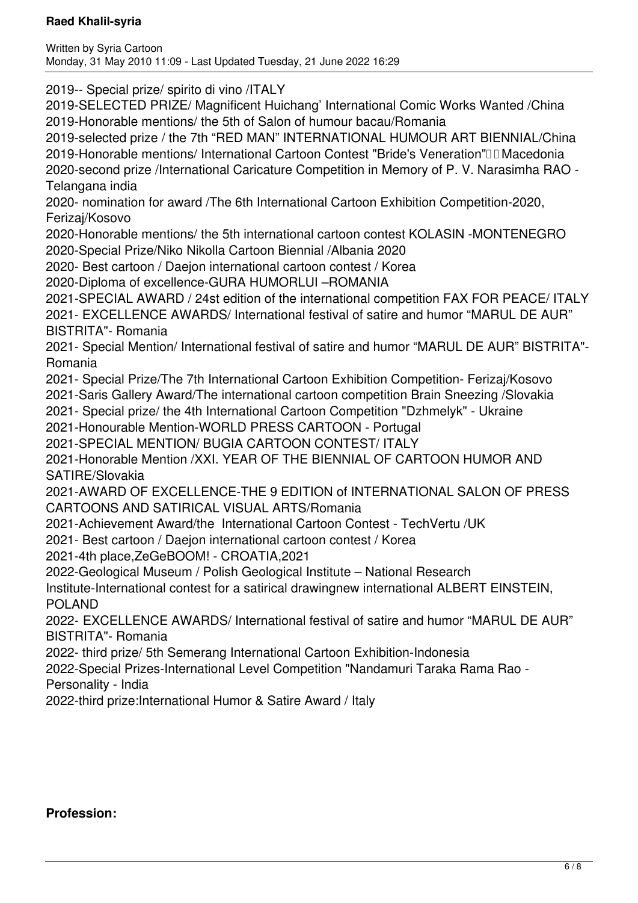2019-- Special prize/ spirito di vino /ITALY
2019-SELECTED PRIZE/ Magnificent Huichang' International Comic Works Wanted /China
2019-Honorable mentions/ the 5th of Salon of humour bacau/Romania
2019-selected prize / the 7th "RED MAN" INTERNATIONAL HUMOUR ART BIENNIAL/China
2019-Honorable mentions/ International Cartoon Contest "Bride's Veneration" Macedonia
2020-second prize /International Caricature Competition in Memory of P. V. Narasimha RAO - Telangana india
2020- nomination for award /The 6th International Cartoon Exhibition Competition-2020, Ferizaj/Kosovo
2020-Honorable mentions/ the 5th international cartoon contest KOLASIN -MONTENEGRO
2020-Special Prize/Niko Nikolla Cartoon Biennial /Albania 2020
2020- Best cartoon / Daejon international cartoon contest / Korea
2020-Diploma of excellence-GURA HUMORLUI –ROMANIA
2021-SPECIAL AWARD / 24st edition of the international competition FAX FOR PEACE/ ITALY
2021- EXCELLENCE AWARDS/ International festival of satire and humor "MARUL DE AUR" BISTRITA"- Romania
2021- Special Mention/ International festival of satire and humor "MARUL DE AUR" BISTRITA"- Romania
2021- Special Prize/The 7th International Cartoon Exhibition Competition- Ferizaj/Kosovo
2021-Saris Gallery Award/The international cartoon competition Brain Sneezing /Slovakia
2021- Special prize/ the 4th International Cartoon Competition "Dzhmelyk" - Ukraine
2021-Honourable Mention-WORLD PRESS CARTOON - Portugal
2021-SPECIAL MENTION/ BUGIA CARTOON CONTEST/ ITALY
2021-Honorable Mention /XXI. YEAR OF THE BIENNIAL OF CARTOON HUMOR AND SATIRE/Slovakia
2021-AWARD OF EXCELLENCE-THE 9 EDITION of INTERNATIONAL SALON OF PRESS CARTOONS AND SATIRICAL VISUAL ARTS/Romania
2021-Achievement Award/the International Cartoon Contest - TechVertu /UK
2021- Best cartoon / Daejon international cartoon contest / Korea
2021-4th place,ZeGeBOOM! - CROATIA,2021
2022-Geological Museum / Polish Geological Institute – National Research Institute-International contest for a satirical drawingnew international ALBERT EINSTEIN, POLAND
2022- EXCELLENCE AWARDS/ International festival of satire and humor "MARUL DE AUR" BISTRITA"- Romania
2022- third prize/ 5th Semerang International Cartoon Exhibition-Indonesia
2022-Special Prizes-International Level Competition "Nandamuri Taraka Rama Rao - Personality - India
2022-third prize:International Humor & Satire Award / Italy

**Profession:**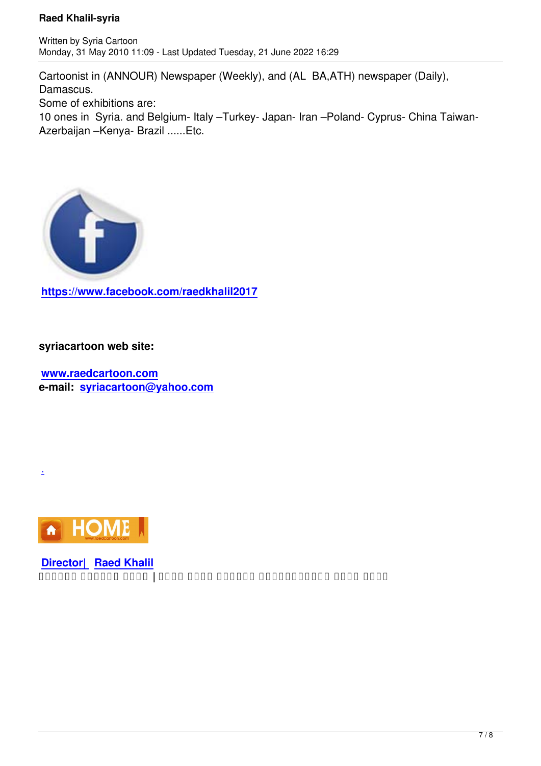Cartoonist in (ANNOUR) Newspaper (Weekly), and (AL  BA,ATH) newspaper (Daily), Damascus.

Some of exhibitions are:

10 ones in  Syria. and Belgium- Italy –Turkey- Japan- Iran –Poland- Cyprus- China Taiwan- Azerbaijan –Kenya- Brazil ......Etc.

**https://www.facebook.com/raedkhalil2017**

**syriacartoon web site:**

**www.raedcartoon.com**

**e-mail:  syriacartoon@yahoo.com**

.

**Director|  Raed Khalil**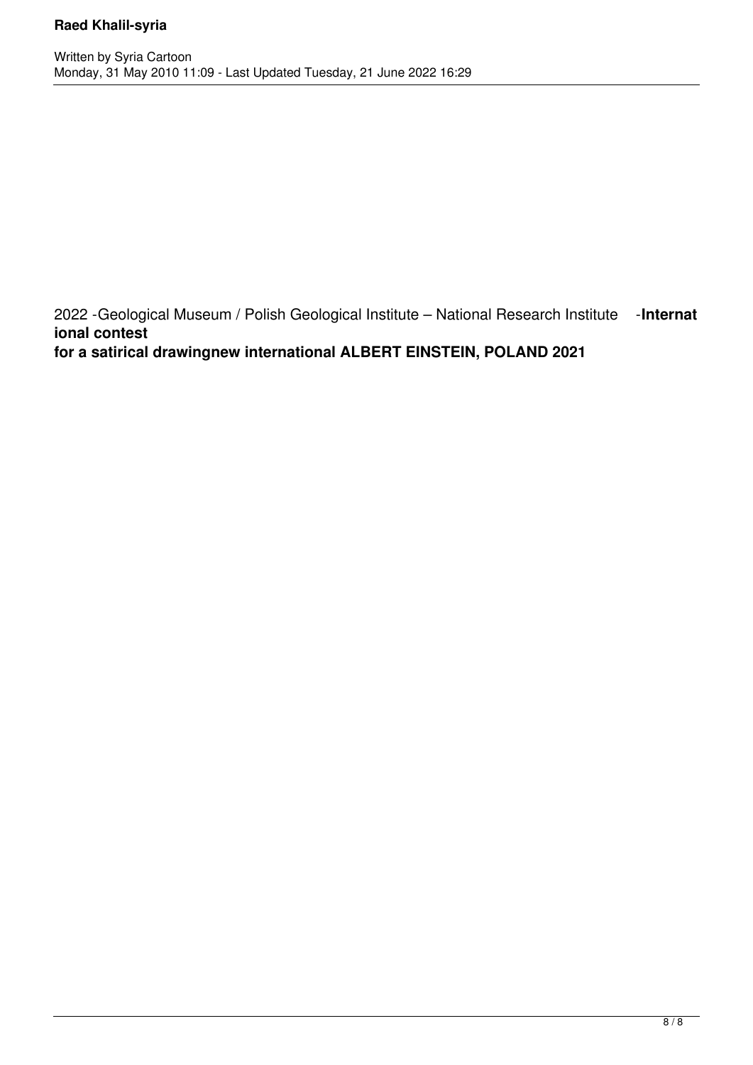2022 -Geological Museum / Polish Geological Institute – National Research Institute -**International contest for a satirical drawingnew international ALBERT EINSTEIN, POLAND 2021**